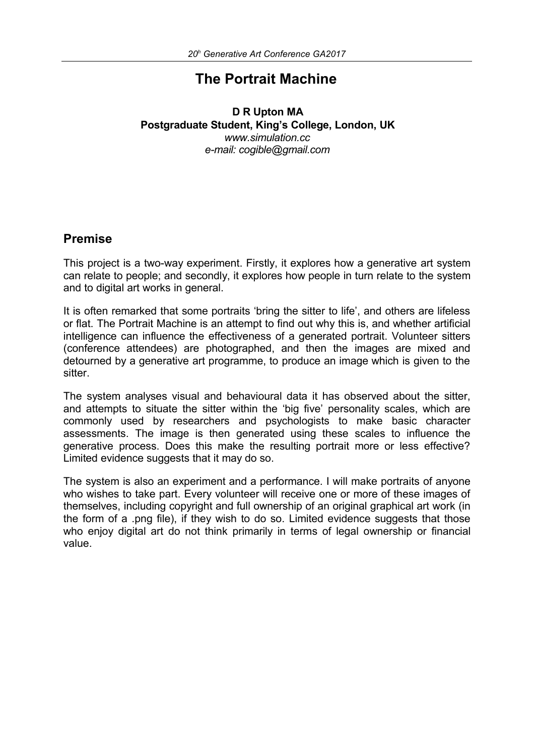# The Portrait Machine

**D R Upton MA**
**Postgraduate Student, King's College, London, UK**
*www.simulation.cc*
*e-mail: cogible@gmail.com*

## Premise

This project is a two-way experiment. Firstly, it explores how a generative art system can relate to people; and secondly, it explores how people in turn relate to the system and to digital art works in general.

It is often remarked that some portraits 'bring the sitter to life', and others are lifeless or flat. The Portrait Machine is an attempt to find out why this is, and whether artificial intelligence can influence the effectiveness of a generated portrait. Volunteer sitters (conference attendees) are photographed, and then the images are mixed and detourned by a generative art programme, to produce an image which is given to the sitter.

The system analyses visual and behavioural data it has observed about the sitter, and attempts to situate the sitter within the 'big five' personality scales, which are commonly used by researchers and psychologists to make basic character assessments. The image is then generated using these scales to influence the generative process. Does this make the resulting portrait more or less effective? Limited evidence suggests that it may do so.

The system is also an experiment and a performance. I will make portraits of anyone who wishes to take part. Every volunteer will receive one or more of these images of themselves, including copyright and full ownership of an original graphical art work (in the form of a .png file), if they wish to do so. Limited evidence suggests that those who enjoy digital art do not think primarily in terms of legal ownership or financial value.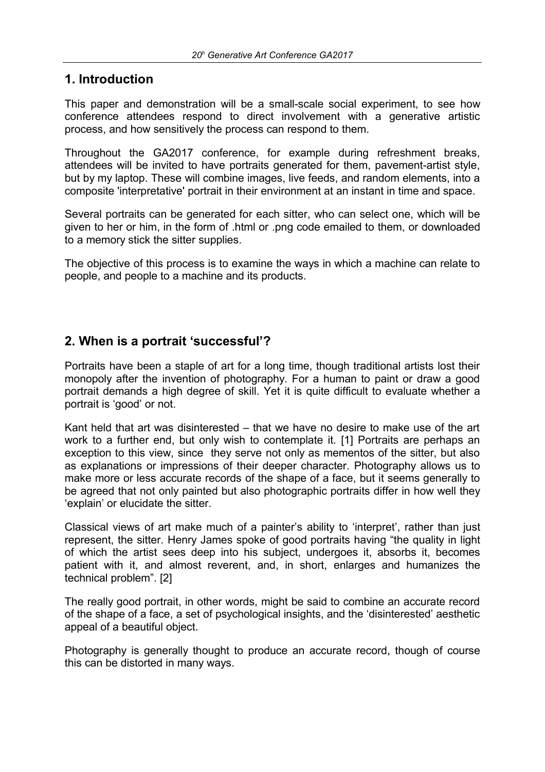## 1. Introduction

This paper and demonstration will be a small-scale social experiment, to see how conference attendees respond to direct involvement with a generative artistic process, and how sensitively the process can respond to them.

Throughout the GA2017 conference, for example during refreshment breaks, attendees will be invited to have portraits generated for them, pavement-artist style, but by my laptop. These will combine images, live feeds, and random elements, into a composite 'interpretative' portrait in their environment at an instant in time and space.

Several portraits can be generated for each sitter, who can select one, which will be given to her or him, in the form of .html or .png code emailed to them, or downloaded to a memory stick the sitter supplies.

The objective of this process is to examine the ways in which a machine can relate to people, and people to a machine and its products.

## 2. When is a portrait 'successful'?

Portraits have been a staple of art for a long time, though traditional artists lost their monopoly after the invention of photography. For a human to paint or draw a good portrait demands a high degree of skill. Yet it is quite difficult to evaluate whether a portrait is 'good' or not.

Kant held that art was disinterested – that we have no desire to make use of the art work to a further end, but only wish to contemplate it. [1] Portraits are perhaps an exception to this view, since they serve not only as mementos of the sitter, but also as explanations or impressions of their deeper character. Photography allows us to make more or less accurate records of the shape of a face, but it seems generally to be agreed that not only painted but also photographic portraits differ in how well they 'explain' or elucidate the sitter.

Classical views of art make much of a painter's ability to 'interpret', rather than just represent, the sitter. Henry James spoke of good portraits having "the quality in light of which the artist sees deep into his subject, undergoes it, absorbs it, becomes patient with it, and almost reverent, and, in short, enlarges and humanizes the technical problem". [2]

The really good portrait, in other words, might be said to combine an accurate record of the shape of a face, a set of psychological insights, and the 'disinterested' aesthetic appeal of a beautiful object.

Photography is generally thought to produce an accurate record, though of course this can be distorted in many ways.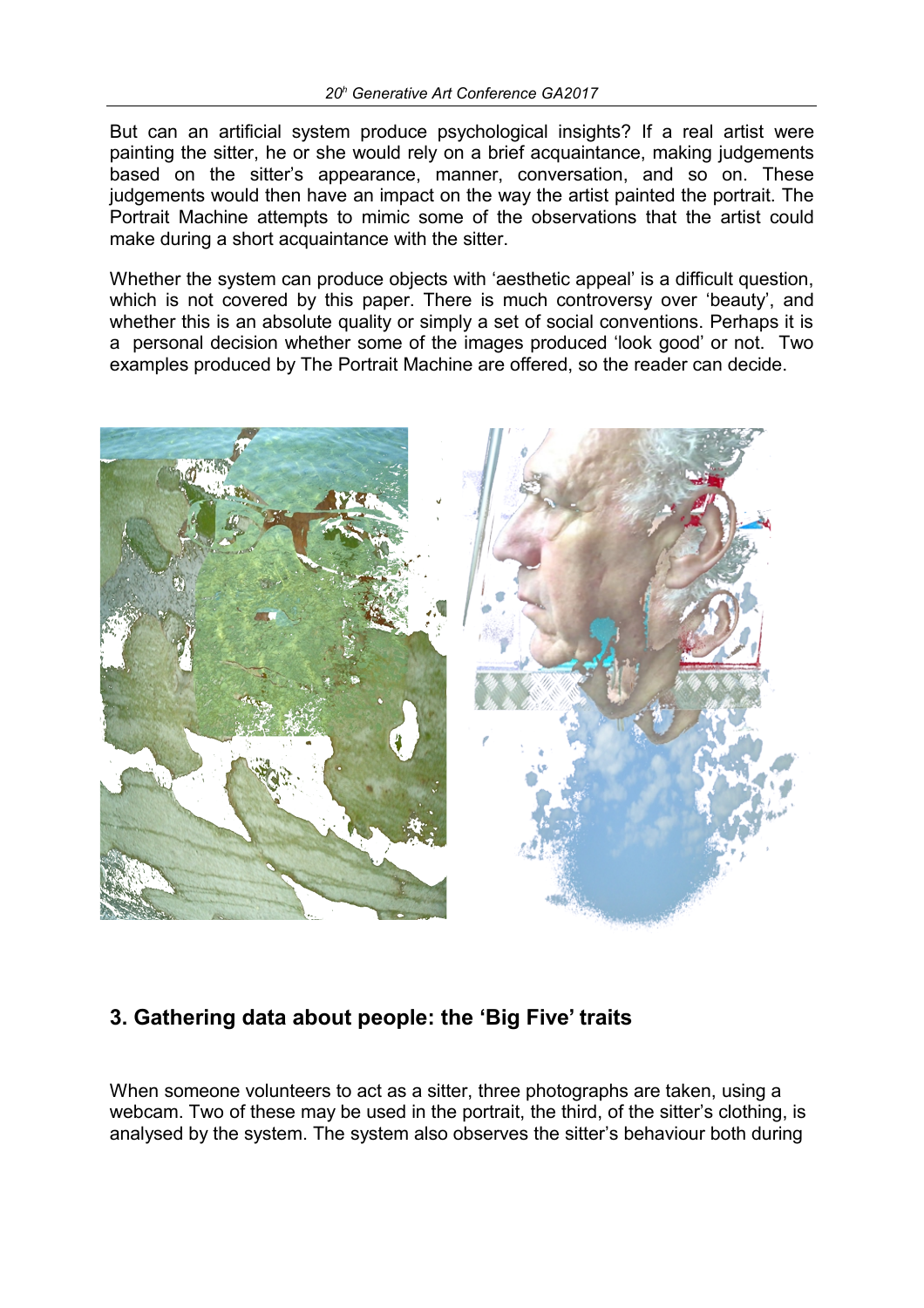But can an artificial system produce psychological insights? If a real artist were painting the sitter, he or she would rely on a brief acquaintance, making judgements based on the sitter's appearance, manner, conversation, and so on. These judgements would then have an impact on the way the artist painted the portrait. The Portrait Machine attempts to mimic some of the observations that the artist could make during a short acquaintance with the sitter.

Whether the system can produce objects with 'aesthetic appeal' is a difficult question, which is not covered by this paper. There is much controversy over 'beauty', and whether this is an absolute quality or simply a set of social conventions. Perhaps it is a personal decision whether some of the images produced 'look good' or not. Two examples produced by The Portrait Machine are offered, so the reader can decide.

## 3. Gathering data about people: the 'Big Five' traits

When someone volunteers to act as a sitter, three photographs are taken, using a webcam. Two of these may be used in the portrait, the third, of the sitter's clothing, is analysed by the system. The system also observes the sitter's behaviour both during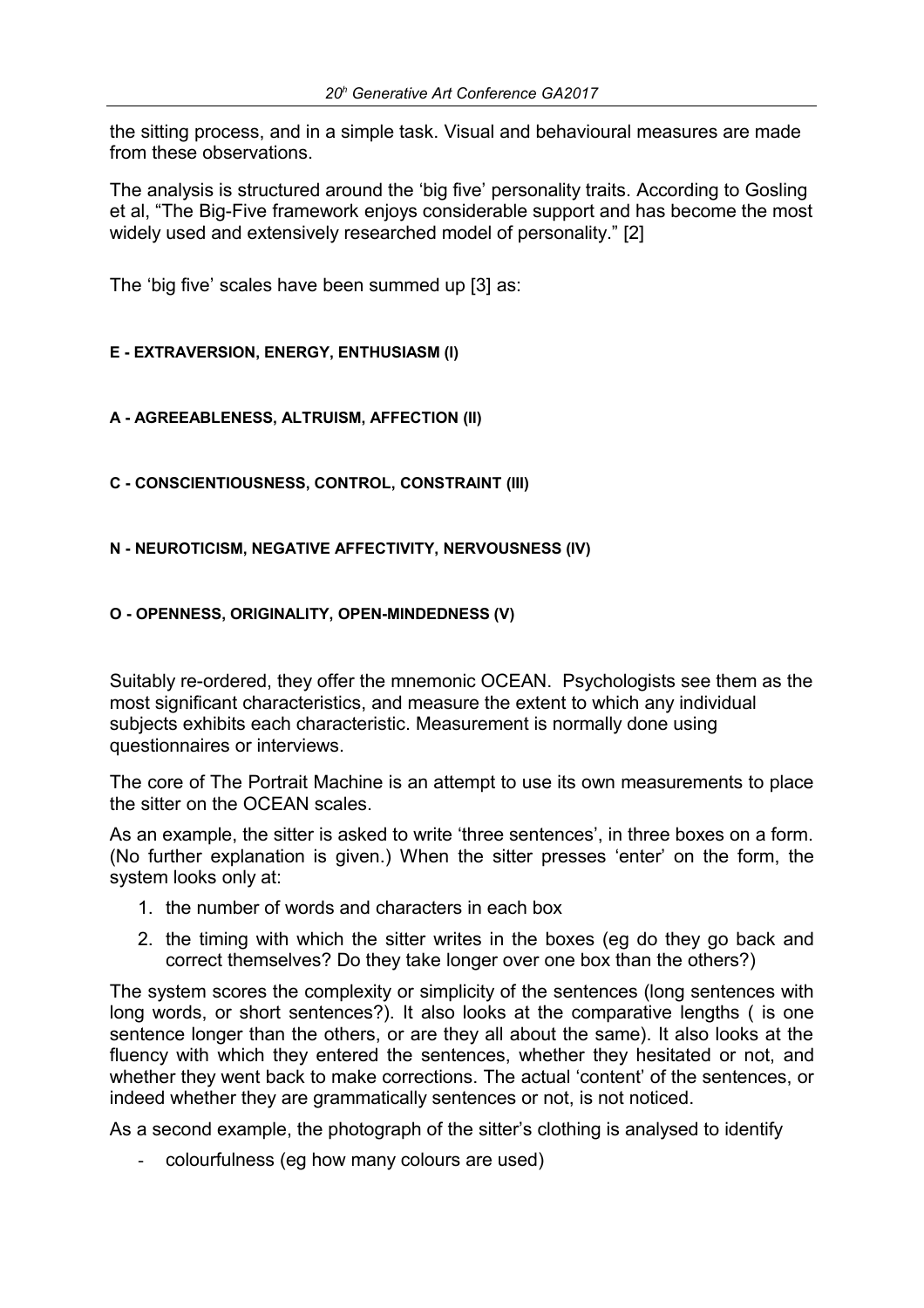the sitting process, and in a simple task. Visual and behavioural measures are made from these observations.

The analysis is structured around the 'big five' personality traits. According to Gosling et al, "The Big-Five framework enjoys considerable support and has become the most widely used and extensively researched model of personality." [2]

The 'big five' scales have been summed up [3] as:

**E - EXTRAVERSION, ENERGY, ENTHUSIASM (I)**

**A - AGREEABLENESS, ALTRUISM, AFFECTION (II)**

**C - CONSCIENTIOUSNESS, CONTROL, CONSTRAINT (III)**

**N - NEUROTICISM, NEGATIVE AFFECTIVITY, NERVOUSNESS (IV)**

**O - OPENNESS, ORIGINALITY, OPEN-MINDEDNESS (V)**

Suitably re-ordered, they offer the mnemonic OCEAN. Psychologists see them as the most significant characteristics, and measure the extent to which any individual subjects exhibits each characteristic. Measurement is normally done using questionnaires or interviews.

The core of The Portrait Machine is an attempt to use its own measurements to place the sitter on the OCEAN scales.

As an example, the sitter is asked to write 'three sentences', in three boxes on a form. (No further explanation is given.) When the sitter presses 'enter' on the form, the system looks only at:

1. the number of words and characters in each box
2. the timing with which the sitter writes in the boxes (eg do they go back and correct themselves? Do they take longer over one box than the others?)

The system scores the complexity or simplicity of the sentences (long sentences with long words, or short sentences?). It also looks at the comparative lengths ( is one sentence longer than the others, or are they all about the same). It also looks at the fluency with which they entered the sentences, whether they hesitated or not, and whether they went back to make corrections. The actual 'content' of the sentences, or indeed whether they are grammatically sentences or not, is not noticed.

As a second example, the photograph of the sitter's clothing is analysed to identify

- colourfulness (eg how many colours are used)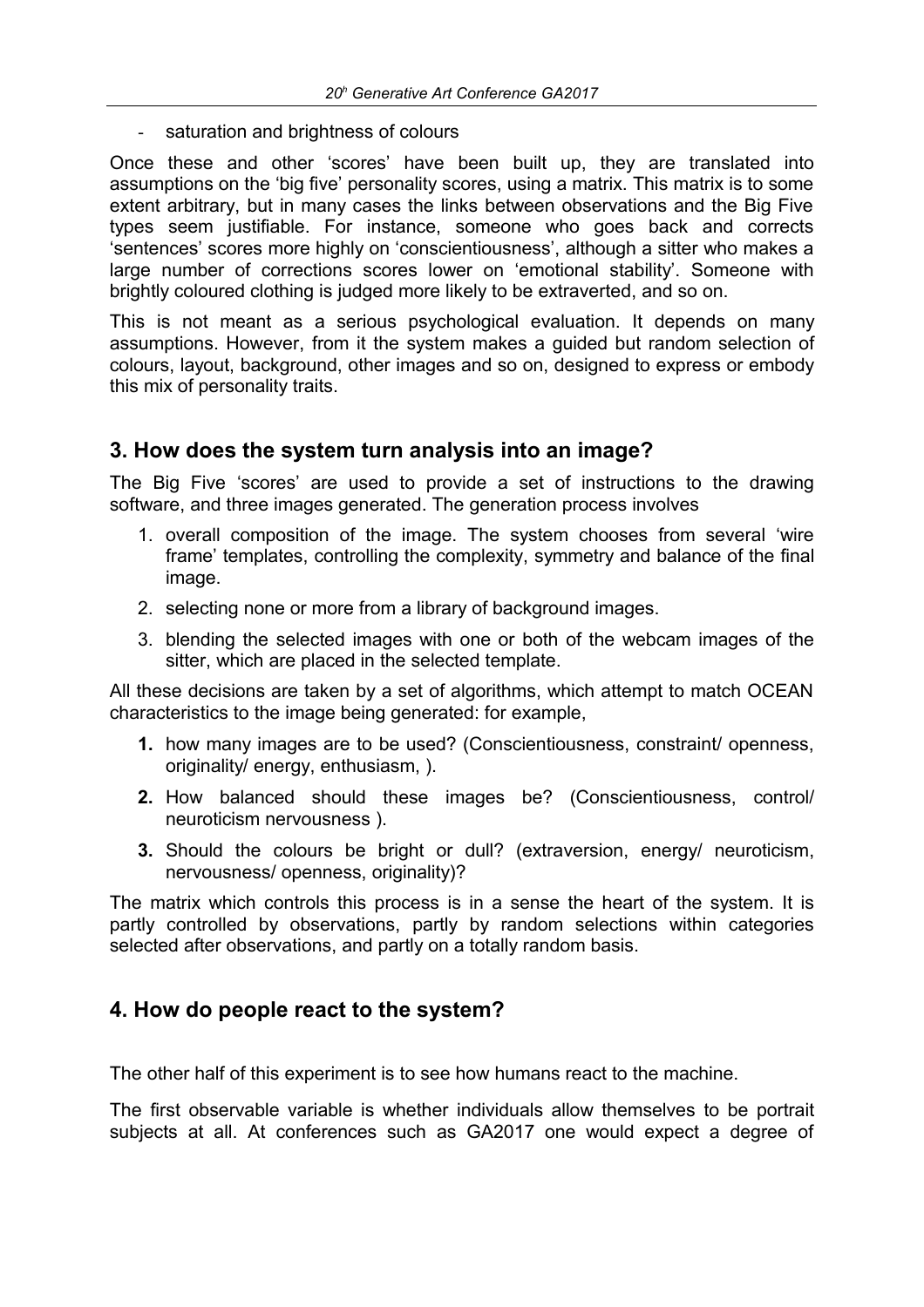- saturation and brightness of colours

Once these and other 'scores' have been built up, they are translated into assumptions on the 'big five' personality scores, using a matrix. This matrix is to some extent arbitrary, but in many cases the links between observations and the Big Five types seem justifiable. For instance, someone who goes back and corrects 'sentences' scores more highly on 'conscientiousness', although a sitter who makes a large number of corrections scores lower on 'emotional stability'. Someone with brightly coloured clothing is judged more likely to be extraverted, and so on.

This is not meant as a serious psychological evaluation. It depends on many assumptions. However, from it the system makes a guided but random selection of colours, layout, background, other images and so on, designed to express or embody this mix of personality traits.

## 3. How does the system turn analysis into an image?

The Big Five 'scores' are used to provide a set of instructions to the drawing software, and three images generated. The generation process involves

1. overall composition of the image. The system chooses from several 'wire frame' templates, controlling the complexity, symmetry and balance of the final image.
2. selecting none or more from a library of background images.
3. blending the selected images with one or both of the webcam images of the sitter, which are placed in the selected template.

All these decisions are taken by a set of algorithms, which attempt to match OCEAN characteristics to the image being generated: for example,

1. how many images are to be used? (Conscientiousness, constraint/ openness, originality/ energy, enthusiasm, ).
2. How balanced should these images be? (Conscientiousness, control/ neuroticism nervousness ).
3. Should the colours be bright or dull? (extraversion, energy/ neuroticism, nervousness/ openness, originality)?

The matrix which controls this process is in a sense the heart of the system. It is partly controlled by observations, partly by random selections within categories selected after observations, and partly on a totally random basis.

## 4. How do people react to the system?

The other half of this experiment is to see how humans react to the machine.

The first observable variable is whether individuals allow themselves to be portrait subjects at all. At conferences such as GA2017 one would expect a degree of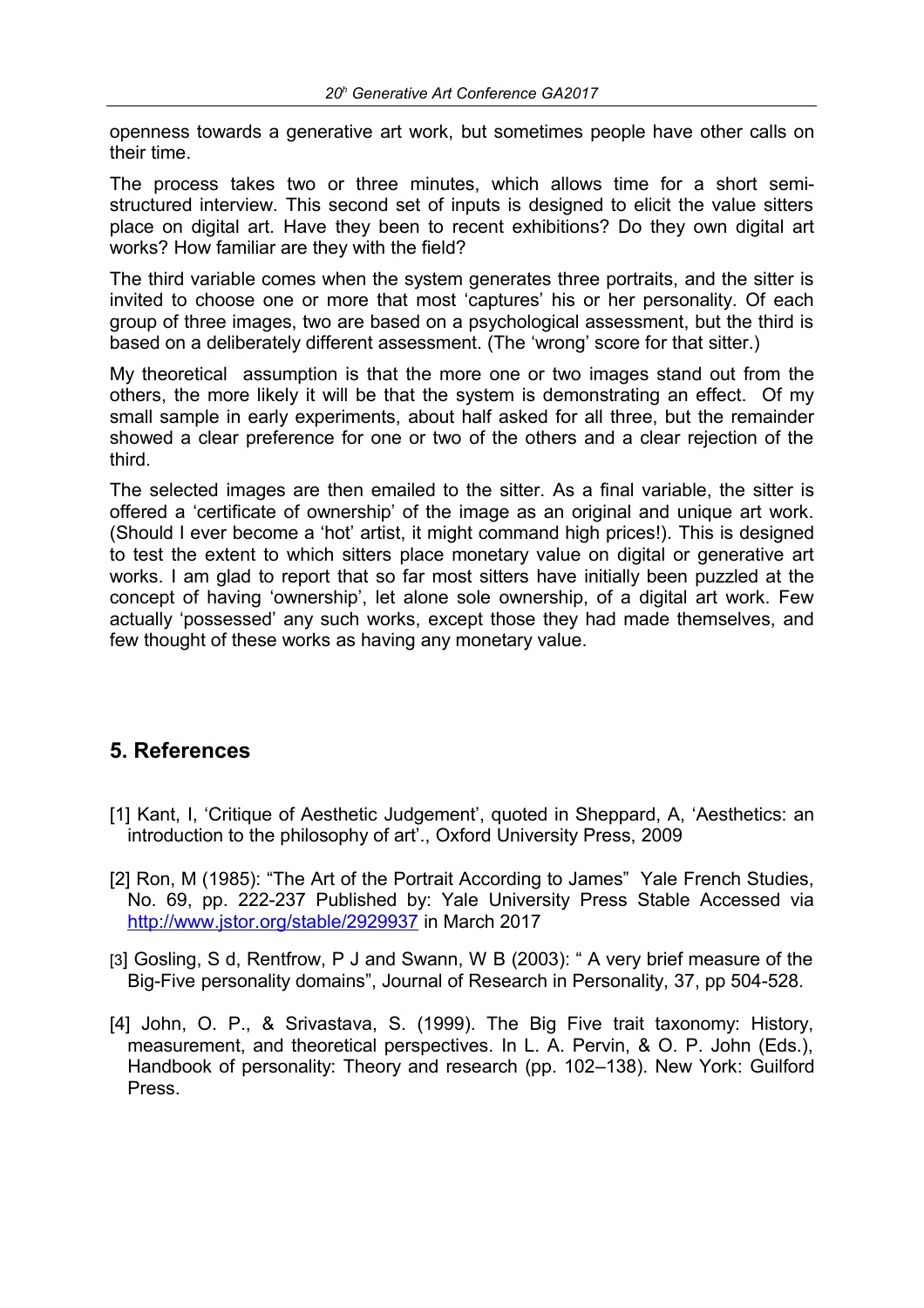openness towards a generative art work, but sometimes people have other calls on their time.

The process takes two or three minutes, which allows time for a short semi-structured interview. This second set of inputs is designed to elicit the value sitters place on digital art. Have they been to recent exhibitions? Do they own digital art works? How familiar are they with the field?

The third variable comes when the system generates three portraits, and the sitter is invited to choose one or more that most 'captures' his or her personality. Of each group of three images, two are based on a psychological assessment, but the third is based on a deliberately different assessment. (The 'wrong' score for that sitter.)

My theoretical assumption is that the more one or two images stand out from the others, the more likely it will be that the system is demonstrating an effect. Of my small sample in early experiments, about half asked for all three, but the remainder showed a clear preference for one or two of the others and a clear rejection of the third.

The selected images are then emailed to the sitter. As a final variable, the sitter is offered a 'certificate of ownership' of the image as an original and unique art work. (Should I ever become a 'hot' artist, it might command high prices!). This is designed to test the extent to which sitters place monetary value on digital or generative art works. I am glad to report that so far most sitters have initially been puzzled at the concept of having 'ownership', let alone sole ownership, of a digital art work. Few actually 'possessed' any such works, except those they had made themselves, and few thought of these works as having any monetary value.

## 5. References

[1] Kant, I, 'Critique of Aesthetic Judgement', quoted in Sheppard, A, 'Aesthetics: an introduction to the philosophy of art'., Oxford University Press, 2009

[2] Ron, M (1985): "The Art of the Portrait According to James" Yale French Studies, No. 69, pp. 222-237 Published by: Yale University Press Stable Accessed via http://www.jstor.org/stable/2929937 in March 2017

[3] Gosling, S d, Rentfrow, P J and Swann, W B (2003): " A very brief measure of the Big-Five personality domains", Journal of Research in Personality, 37, pp 504-528.

[4] John, O. P., & Srivastava, S. (1999). The Big Five trait taxonomy: History, measurement, and theoretical perspectives. In L. A. Pervin, & O. P. John (Eds.), Handbook of personality: Theory and research (pp. 102–138). New York: Guilford Press.